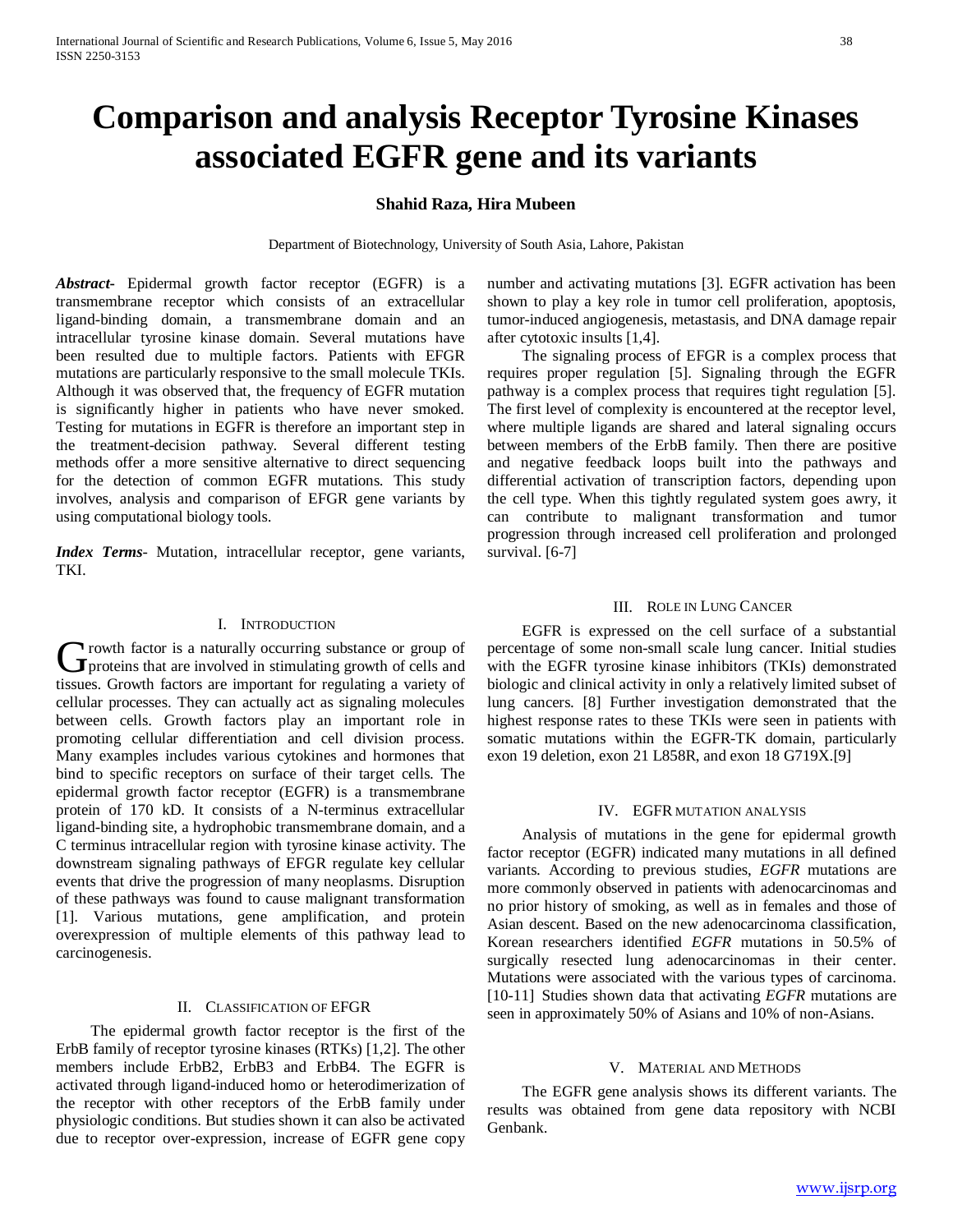# Comparison and analysis Receptor Tyrosine Kinases associated EGFR gene and its variants

**Shahid Raza, Hira Mubeen**

Department of Biotechnology, University of South Asia, Lahore, Pakistan

***Abstract-*** Epidermal growth factor receptor (EGFR) is a transmembrane receptor which consists of an extracellular ligand-binding domain, a transmembrane domain and an intracellular tyrosine kinase domain. Several mutations have been resulted due to multiple factors. Patients with EFGR mutations are particularly responsive to the small molecule TKIs. Although it was observed that, the frequency of EGFR mutation is significantly higher in patients who have never smoked. Testing for mutations in EGFR is therefore an important step in the treatment-decision pathway. Several different testing methods offer a more sensitive alternative to direct sequencing for the detection of common EGFR mutations. This study involves, analysis and comparison of EFGR gene variants by using computational biology tools.

***Index Terms*-** Mutation, intracellular receptor, gene variants, TKI.

## I. Introduction

Growth factor is a naturally occurring substance or group of proteins that are involved in stimulating growth of cells and tissues. Growth factors are important for regulating a variety of cellular processes. They can actually act as signaling molecules between cells. Growth factors play an important role in promoting cellular differentiation and cell division process. Many examples includes various cytokines and hormones that bind to specific receptors on surface of their target cells. The epidermal growth factor receptor (EGFR) is a transmembrane protein of 170 kD. It consists of a N-terminus extracellular ligand-binding site, a hydrophobic transmembrane domain, and a C terminus intracellular region with tyrosine kinase activity. The downstream signaling pathways of EFGR regulate key cellular events that drive the progression of many neoplasms. Disruption of these pathways was found to cause malignant transformation [1]. Various mutations, gene amplification, and protein overexpression of multiple elements of this pathway lead to carcinogenesis.

## II. Classification of EFGR

The epidermal growth factor receptor is the first of the ErbB family of receptor tyrosine kinases (RTKs) [1,2]. The other members include ErbB2, ErbB3 and ErbB4. The EGFR is activated through ligand-induced homo or heterodimerization of the receptor with other receptors of the ErbB family under physiologic conditions. But studies shown it can also be activated due to receptor over-expression, increase of EGFR gene copy number and activating mutations [3]. EGFR activation has been shown to play a key role in tumor cell proliferation, apoptosis, tumor-induced angiogenesis, metastasis, and DNA damage repair after cytotoxic insults [1,4].

The signaling process of EFGR is a complex process that requires proper regulation [5]. Signaling through the EGFR pathway is a complex process that requires tight regulation [5]. The first level of complexity is encountered at the receptor level, where multiple ligands are shared and lateral signaling occurs between members of the ErbB family. Then there are positive and negative feedback loops built into the pathways and differential activation of transcription factors, depending upon the cell type. When this tightly regulated system goes awry, it can contribute to malignant transformation and tumor progression through increased cell proliferation and prolonged survival. [6-7]

## III. Role in Lung Cancer

EGFR is expressed on the cell surface of a substantial percentage of some non-small scale lung cancer. Initial studies with the EGFR tyrosine kinase inhibitors (TKIs) demonstrated biologic and clinical activity in only a relatively limited subset of lung cancers. [8] Further investigation demonstrated that the highest response rates to these TKIs were seen in patients with somatic mutations within the EGFR-TK domain, particularly exon 19 deletion, exon 21 L858R, and exon 18 G719X.[9]

## IV. EGFR mutation analysis

Analysis of mutations in the gene for epidermal growth factor receptor (EGFR) indicated many mutations in all defined variants. According to previous studies, *EGFR* mutations are more commonly observed in patients with adenocarcinomas and no prior history of smoking, as well as in females and those of Asian descent. Based on the new adenocarcinoma classification, Korean researchers identified *EGFR* mutations in 50.5% of surgically resected lung adenocarcinomas in their center. Mutations were associated with the various types of carcinoma. [10-11] Studies shown data that activating *EGFR* mutations are seen in approximately 50% of Asians and 10% of non-Asians.

## V. Material and Methods

The EGFR gene analysis shows its different variants. The results was obtained from gene data repository with NCBI Genbank.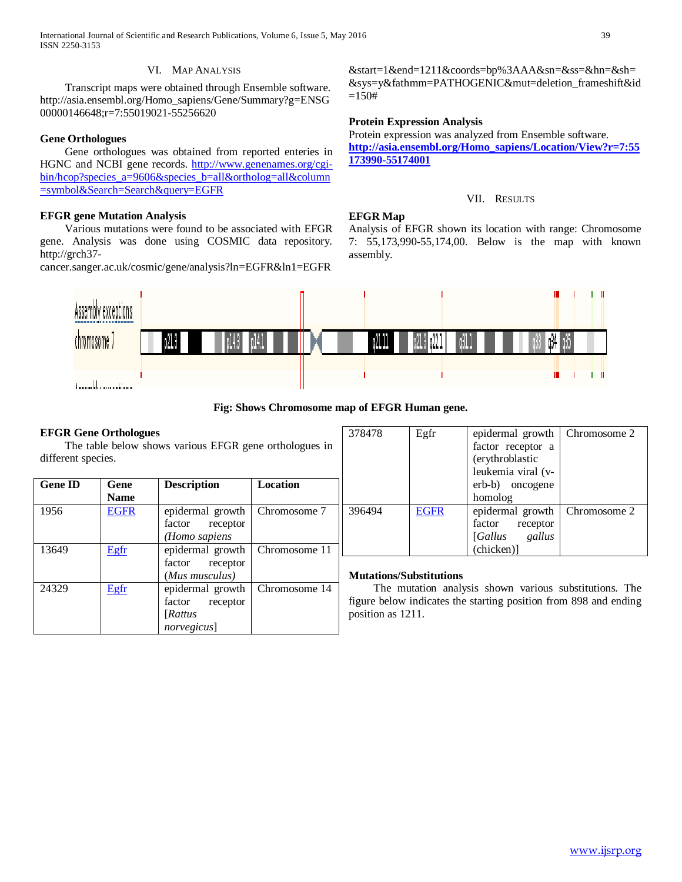## VI. Map Analysis

Transcript maps were obtained through Ensemble software. http://asia.ensembl.org/Homo_sapiens/Gene/Summary?g=ENSG00000146648;r=7:55019021-55256620

### Gene Orthologues

Gene orthologues was obtained from reported enteries in HGNC and NCBI gene records. http://www.genenames.org/cgi-bin/hcop?species_a=9606&species_b=all&ortholog=all&column=symbol&Search=Search&query=EGFR

### EFGR gene Mutation Analysis

Various mutations were found to be associated with EFGR gene. Analysis was done using COSMIC data repository. http://grch37-cancer.sanger.ac.uk/cosmic/gene/analysis?ln=EGFR&ln1=EGFR&start=1&end=1211&coords=bp%3AAA&sn=&ss=&hn=&sh=&sys=y&fathmm=PATHOGENIC&mut=deletion_frameshift&id=150#

### Protein Expression Analysis

Protein expression was analyzed from Ensemble software. **http://asia.ensembl.org/Homo_sapiens/Location/View?r=7:55173990-55174001**

## VII. Results

### EFGR Map

Analysis of EFGR shown its location with range: Chromosome 7: 55,173,990-55,174,00. Below is the map with known assembly.

**Fig: Shows Chromosome map of EFGR Human gene.**

### EFGR Gene Orthologues

The table below shows various EFGR gene orthologues in different species.

| Gene ID | Gene Name | Description | Location |
|---|---|---|---|
| 1956 | EGFR | epidermal growth factor receptor *(Homo sapiens* | Chromosome 7 |
| 13649 | Egfr | epidermal growth factor receptor (*Mus musculus)* | Chromosome 11 |
| 24329 | Egfr | epidermal growth factor receptor [*Rattus norvegicus*] | Chromosome 14 |
| 378478 | Egfr | epidermal growth factor receptor a (erythroblastic leukemia viral (v-erb-b) oncogene homolog | Chromosome 2 |
| 396494 | EGFR | epidermal growth factor receptor [*Gallus gallus* (chicken)] | Chromosome 2 |

### Mutations/Substitutions

The mutation analysis shown various substitutions. The figure below indicates the starting position from 898 and ending position as 1211.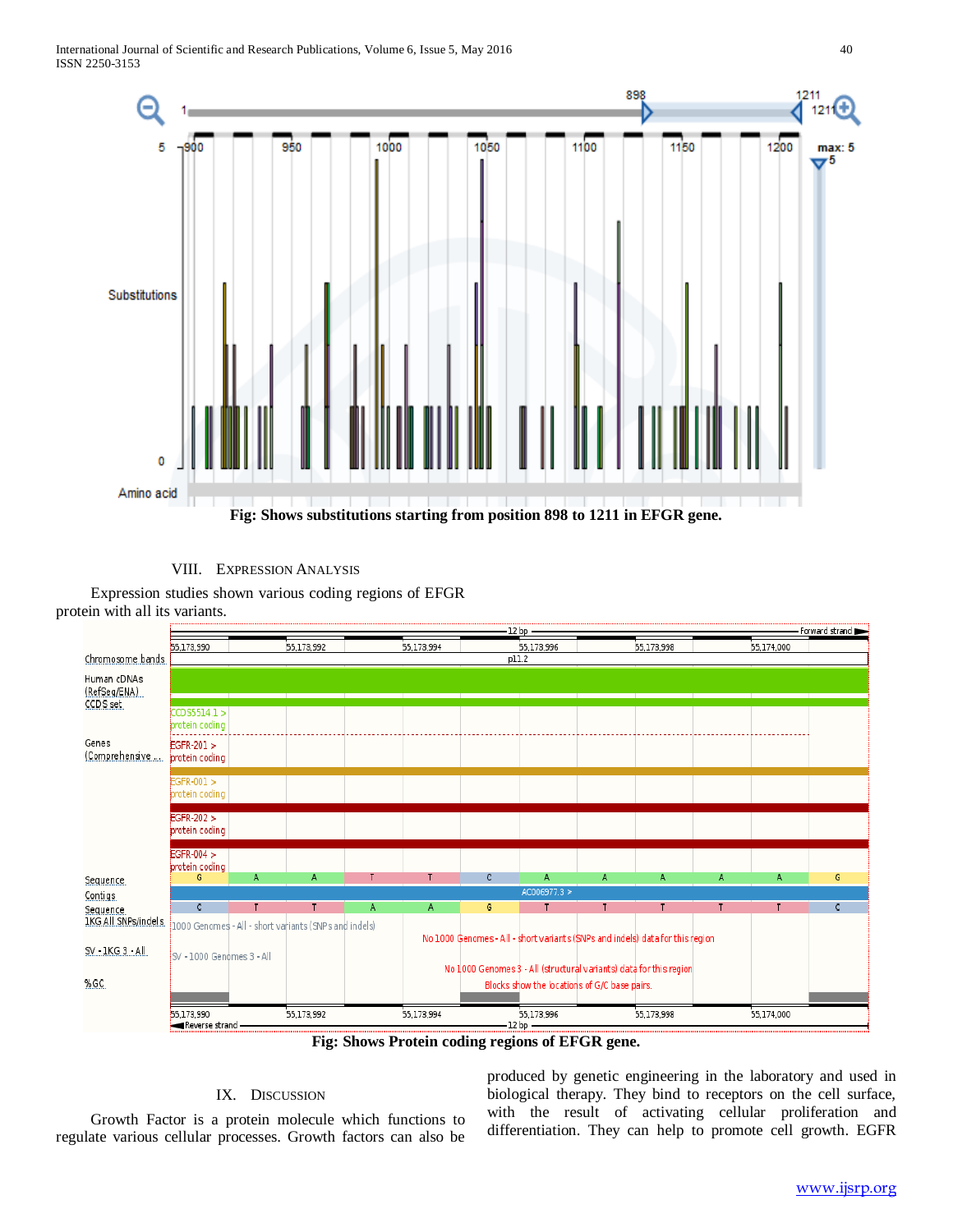Fig: Shows substitutions starting from position 898 to 1211 in EFGR gene.

## VIII. Expression Analysis

Expression studies shown various coding regions of EFGR protein with all its variants.

Fig: Shows Protein coding regions of EFGR gene.

## IX. Discussion

Growth Factor is a protein molecule which functions to regulate various cellular processes. Growth factors can also be produced by genetic engineering in the laboratory and used in biological therapy. They bind to receptors on the cell surface, with the result of activating cellular proliferation and differentiation. They can help to promote cell growth. EGFR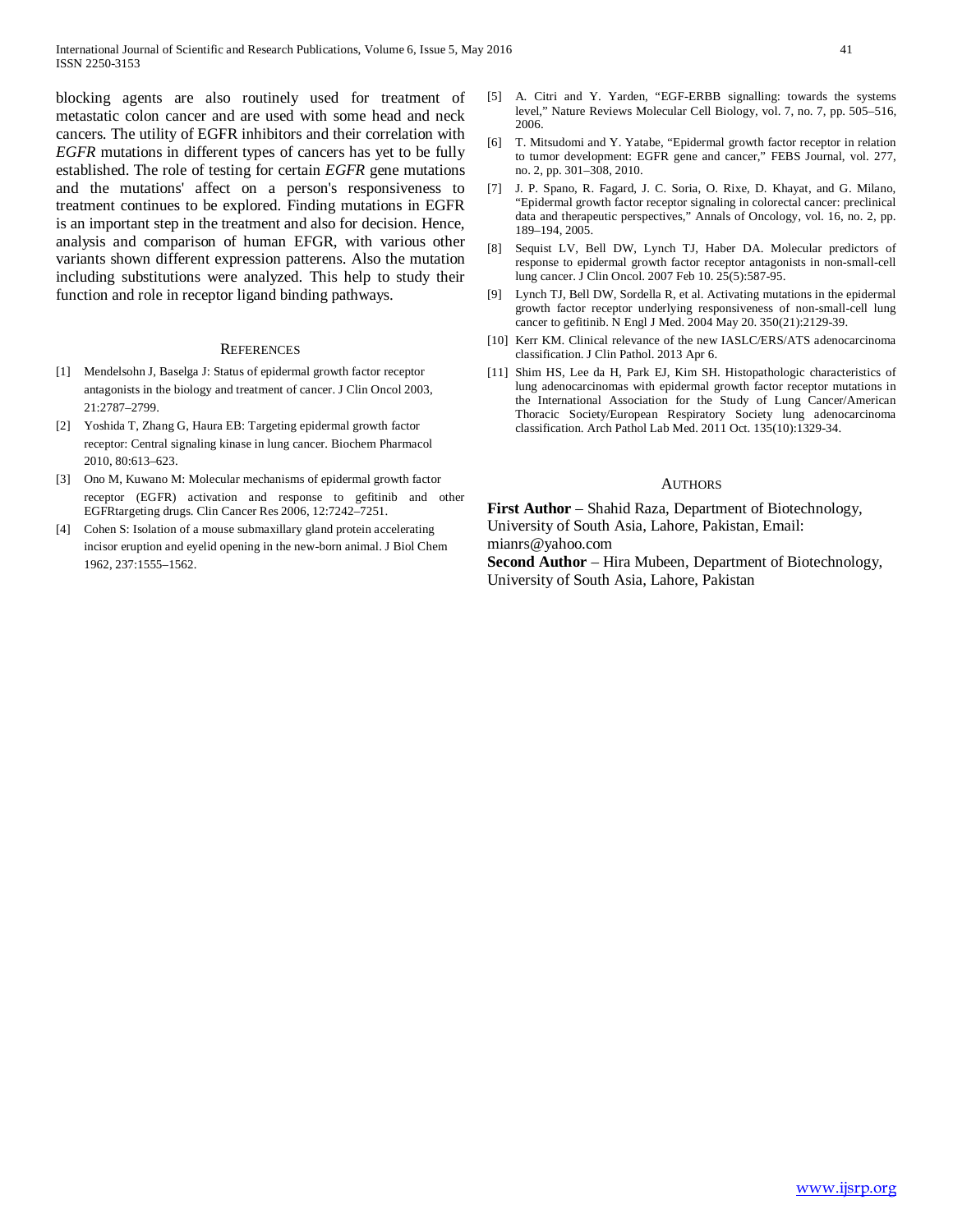blocking agents are also routinely used for treatment of metastatic colon cancer and are used with some head and neck cancers. The utility of EGFR inhibitors and their correlation with *EGFR* mutations in different types of cancers has yet to be fully established. The role of testing for certain *EGFR* gene mutations and the mutations' affect on a person's responsiveness to treatment continues to be explored. Finding mutations in EGFR is an important step in the treatment and also for decision. Hence, analysis and comparison of human EFGR, with various other variants shown different expression patterens. Also the mutation including substitutions were analyzed. This help to study their function and role in receptor ligand binding pathways.

## REFERENCES

[1] Mendelsohn J, Baselga J: Status of epidermal growth factor receptor antagonists in the biology and treatment of cancer. J Clin Oncol 2003, 21:2787–2799.

[2] Yoshida T, Zhang G, Haura EB: Targeting epidermal growth factor receptor: Central signaling kinase in lung cancer. Biochem Pharmacol 2010, 80:613–623.

[3] Ono M, Kuwano M: Molecular mechanisms of epidermal growth factor receptor (EGFR) activation and response to gefitinib and other EGFRtargeting drugs. Clin Cancer Res 2006, 12:7242–7251.

[4] Cohen S: Isolation of a mouse submaxillary gland protein accelerating incisor eruption and eyelid opening in the new-born animal. J Biol Chem 1962, 237:1555–1562.

[5] A. Citri and Y. Yarden, "EGF-ERBB signalling: towards the systems level," Nature Reviews Molecular Cell Biology, vol. 7, no. 7, pp. 505–516, 2006.

[6] T. Mitsudomi and Y. Yatabe, "Epidermal growth factor receptor in relation to tumor development: EGFR gene and cancer," FEBS Journal, vol. 277, no. 2, pp. 301–308, 2010.

[7] J. P. Spano, R. Fagard, J. C. Soria, O. Rixe, D. Khayat, and G. Milano, "Epidermal growth factor receptor signaling in colorectal cancer: preclinical data and therapeutic perspectives," Annals of Oncology, vol. 16, no. 2, pp. 189–194, 2005.

[8] Sequist LV, Bell DW, Lynch TJ, Haber DA. Molecular predictors of response to epidermal growth factor receptor antagonists in non-small-cell lung cancer. J Clin Oncol. 2007 Feb 10. 25(5):587-95.

[9] Lynch TJ, Bell DW, Sordella R, et al. Activating mutations in the epidermal growth factor receptor underlying responsiveness of non-small-cell lung cancer to gefitinib. N Engl J Med. 2004 May 20. 350(21):2129-39.

[10] Kerr KM. Clinical relevance of the new IASLC/ERS/ATS adenocarcinoma classification. J Clin Pathol. 2013 Apr 6.

[11] Shim HS, Lee da H, Park EJ, Kim SH. Histopathologic characteristics of lung adenocarcinomas with epidermal growth factor receptor mutations in the International Association for the Study of Lung Cancer/American Thoracic Society/European Respiratory Society lung adenocarcinoma classification. Arch Pathol Lab Med. 2011 Oct. 135(10):1329-34.

## AUTHORS

**First Author** – Shahid Raza, Department of Biotechnology, University of South Asia, Lahore, Pakistan, Email: mianrs@yahoo.com

**Second Author** – Hira Mubeen, Department of Biotechnology, University of South Asia, Lahore, Pakistan